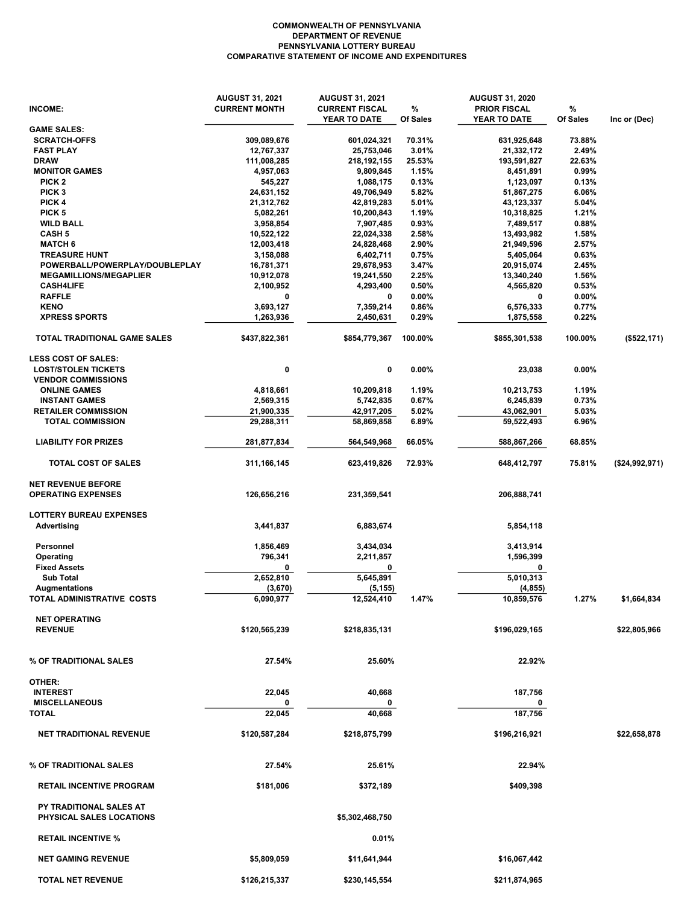**COMMONWEALTH OF PENNSYLVANIA**
**DEPARTMENT OF REVENUE**
**PENNSYLVANIA LOTTERY BUREAU**
**COMPARATIVE STATEMENT OF INCOME AND EXPENDITURES**

| INCOME: | AUGUST 31, 2021 CURRENT MONTH | AUGUST 31, 2021 CURRENT FISCAL YEAR TO DATE | % Of Sales | AUGUST 31, 2020 PRIOR FISCAL YEAR TO DATE | % Of Sales | Inc or (Dec) |
|---|---|---|---|---|---|---|
| **GAME SALES:** | | | | | | |
| SCRATCH-OFFS | 309,089,676 | 601,024,321 | 70.31% | 631,925,648 | 73.88% | |
| FAST PLAY | 12,767,337 | 25,753,046 | 3.01% | 21,332,172 | 2.49% | |
| DRAW | 111,008,285 | 218,192,155 | 25.53% | 193,591,827 | 22.63% | |
| MONITOR GAMES | 4,957,063 | 9,809,845 | 1.15% | 8,451,891 | 0.99% | |
| PICK 2 | 545,227 | 1,088,175 | 0.13% | 1,123,097 | 0.13% | |
| PICK 3 | 24,631,152 | 49,706,949 | 5.82% | 51,867,275 | 6.06% | |
| PICK 4 | 21,312,762 | 42,819,283 | 5.01% | 43,123,337 | 5.04% | |
| PICK 5 | 5,082,261 | 10,200,843 | 1.19% | 10,318,825 | 1.21% | |
| WILD BALL | 3,958,854 | 7,907,485 | 0.93% | 7,489,517 | 0.88% | |
| CASH 5 | 10,522,122 | 22,024,338 | 2.58% | 13,493,982 | 1.58% | |
| MATCH 6 | 12,003,418 | 24,828,468 | 2.90% | 21,949,596 | 2.57% | |
| TREASURE HUNT | 3,158,088 | 6,402,711 | 0.75% | 5,405,064 | 0.63% | |
| POWERBALL/POWERPLAY/DOUBLEPLAY | 16,781,371 | 29,678,953 | 3.47% | 20,915,074 | 2.45% | |
| MEGAMILLIONS/MEGAPLIER | 10,912,078 | 19,241,550 | 2.25% | 13,340,240 | 1.56% | |
| CASH4LIFE | 2,100,952 | 4,293,400 | 0.50% | 4,565,820 | 0.53% | |
| RAFFLE | 0 | 0 | 0.00% | 0 | 0.00% | |
| KENO | 3,693,127 | 7,359,214 | 0.86% | 6,576,333 | 0.77% | |
| XPRESS SPORTS | 1,263,936 | 2,450,631 | 0.29% | 1,875,558 | 0.22% | |
| **TOTAL TRADITIONAL GAME SALES** | $437,822,361 | $854,779,367 | 100.00% | $855,301,538 | 100.00% | ($522,171) |
| **LESS COST OF SALES:** | | | | | | |
| LOST/STOLEN TICKETS | 0 | 0 | 0.00% | 23,038 | 0.00% | |
| VENDOR COMMISSIONS | | | | | | |
| ONLINE GAMES | 4,818,661 | 10,209,818 | 1.19% | 10,213,753 | 1.19% | |
| INSTANT GAMES | 2,569,315 | 5,742,835 | 0.67% | 6,245,839 | 0.73% | |
| RETAILER COMMISSION | 21,900,335 | 42,917,205 | 5.02% | 43,062,901 | 5.03% | |
| TOTAL COMMISSION | 29,288,311 | 58,869,858 | 6.89% | 59,522,493 | 6.96% | |
| LIABILITY FOR PRIZES | 281,877,834 | 564,549,968 | 66.05% | 588,867,266 | 68.85% | |
| **TOTAL COST OF SALES** | 311,166,145 | 623,419,826 | 72.93% | 648,412,797 | 75.81% | ($24,992,971) |
| **NET REVENUE BEFORE OPERATING EXPENSES** | 126,656,216 | 231,359,541 | | 206,888,741 | | |
| **LOTTERY BUREAU EXPENSES** | | | | | | |
| Advertising | 3,441,837 | 6,883,674 | | 5,854,118 | | |
| Personnel | 1,856,469 | 3,434,034 | | 3,413,914 | | |
| Operating | 796,341 | 2,211,857 | | 1,596,399 | | |
| Fixed Assets | 0 | 0 | | 0 | | |
| Sub Total | 2,652,810 | 5,645,891 | | 5,010,313 | | |
| Augmentations | (3,670) | (5,155) | | (4,855) | | |
| **TOTAL ADMINISTRATIVE COSTS** | 6,090,977 | 12,524,410 | 1.47% | 10,859,576 | 1.27% | $1,664,834 |
| **NET OPERATING REVENUE** | $120,565,239 | $218,835,131 | | $196,029,165 | | $22,805,966 |
| **% OF TRADITIONAL SALES** | 27.54% | 25.60% | | 22.92% | | |
| **OTHER:** | | | | | | |
| INTEREST | 22,045 | 40,668 | | 187,756 | | |
| MISCELLANEOUS | 0 | 0 | | 0 | | |
| **TOTAL** | 22,045 | 40,668 | | 187,756 | | |
| **NET TRADITIONAL REVENUE** | $120,587,284 | $218,875,799 | | $196,216,921 | | $22,658,878 |
| **% OF TRADITIONAL SALES** | 27.54% | 25.61% | | 22.94% | | |
| **RETAIL INCENTIVE PROGRAM** | $181,006 | $372,189 | | $409,398 | | |
| **PY TRADITIONAL SALES AT PHYSICAL SALES LOCATIONS** | | $5,302,468,750 | | | | |
| **RETAIL INCENTIVE %** | | 0.01% | | | | |
| **NET GAMING REVENUE** | $5,809,059 | $11,641,944 | | $16,067,442 | | |
| **TOTAL NET REVENUE** | $126,215,337 | $230,145,554 | | $211,874,965 | | |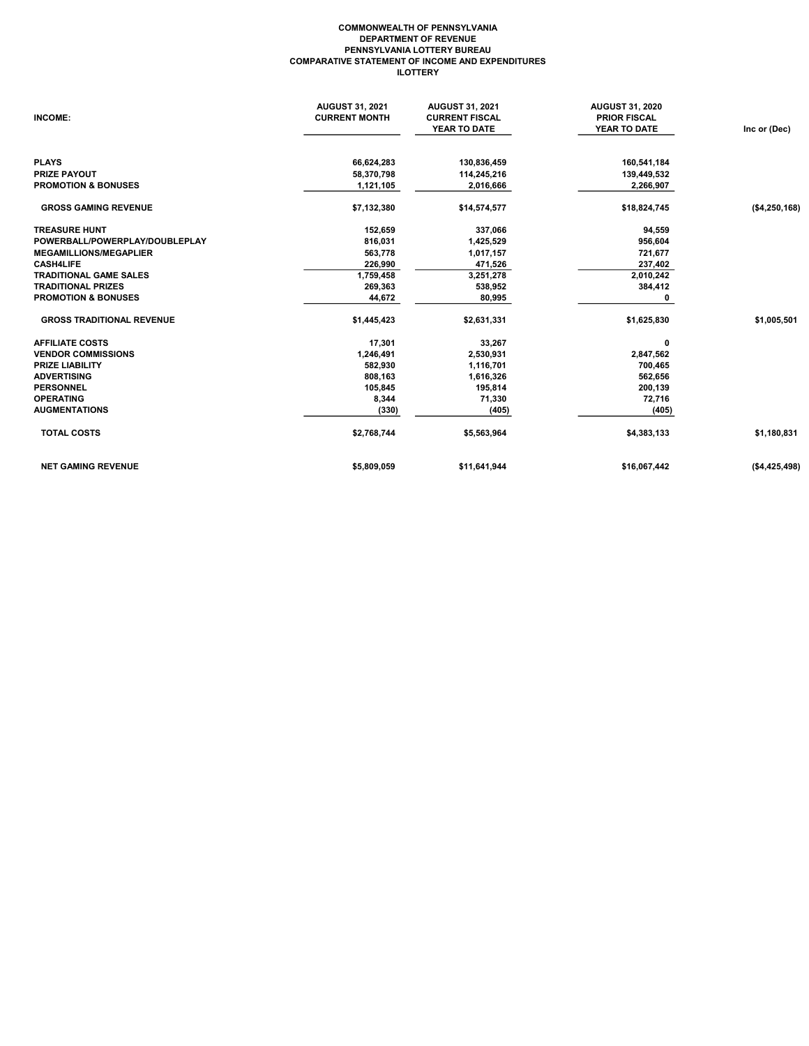**COMMONWEALTH OF PENNSYLVANIA**
**DEPARTMENT OF REVENUE**
**PENNSYLVANIA LOTTERY BUREAU**
**COMPARATIVE STATEMENT OF INCOME AND EXPENDITURES**
**ILOTTERY**

| INCOME: | AUGUST 31, 2021 CURRENT MONTH | AUGUST 31, 2021 CURRENT FISCAL YEAR TO DATE | AUGUST 31, 2020 PRIOR FISCAL YEAR TO DATE | Inc or (Dec) |
|---|---|---|---|---|
| PLAYS | 66,624,283 | 130,836,459 | 160,541,184 | |
| PRIZE PAYOUT | 58,370,798 | 114,245,216 | 139,449,532 | |
| PROMOTION & BONUSES | 1,121,105 | 2,016,666 | 2,266,907 | |
| GROSS GAMING REVENUE | $7,132,380 | $14,574,577 | $18,824,745 | ($4,250,168) |
| TREASURE HUNT | 152,659 | 337,066 | 94,559 | |
| POWERBALL/POWERPLAY/DOUBLEPLAY | 816,031 | 1,425,529 | 956,604 | |
| MEGAMILLIONS/MEGAPLIER | 563,778 | 1,017,157 | 721,677 | |
| CASH4LIFE | 226,990 | 471,526 | 237,402 | |
| TRADITIONAL GAME SALES | 1,759,458 | 3,251,278 | 2,010,242 | |
| TRADITIONAL PRIZES | 269,363 | 538,952 | 384,412 | |
| PROMOTION & BONUSES | 44,672 | 80,995 | 0 | |
| GROSS TRADITIONAL REVENUE | $1,445,423 | $2,631,331 | $1,625,830 | $1,005,501 |
| AFFILIATE COSTS | 17,301 | 33,267 | 0 | |
| VENDOR COMMISSIONS | 1,246,491 | 2,530,931 | 2,847,562 | |
| PRIZE LIABILITY | 582,930 | 1,116,701 | 700,465 | |
| ADVERTISING | 808,163 | 1,616,326 | 562,656 | |
| PERSONNEL | 105,845 | 195,814 | 200,139 | |
| OPERATING | 8,344 | 71,330 | 72,716 | |
| AUGMENTATIONS | (330) | (405) | (405) | |
| TOTAL COSTS | $2,768,744 | $5,563,964 | $4,383,133 | $1,180,831 |
| NET GAMING REVENUE | $5,809,059 | $11,641,944 | $16,067,442 | ($4,425,498) |